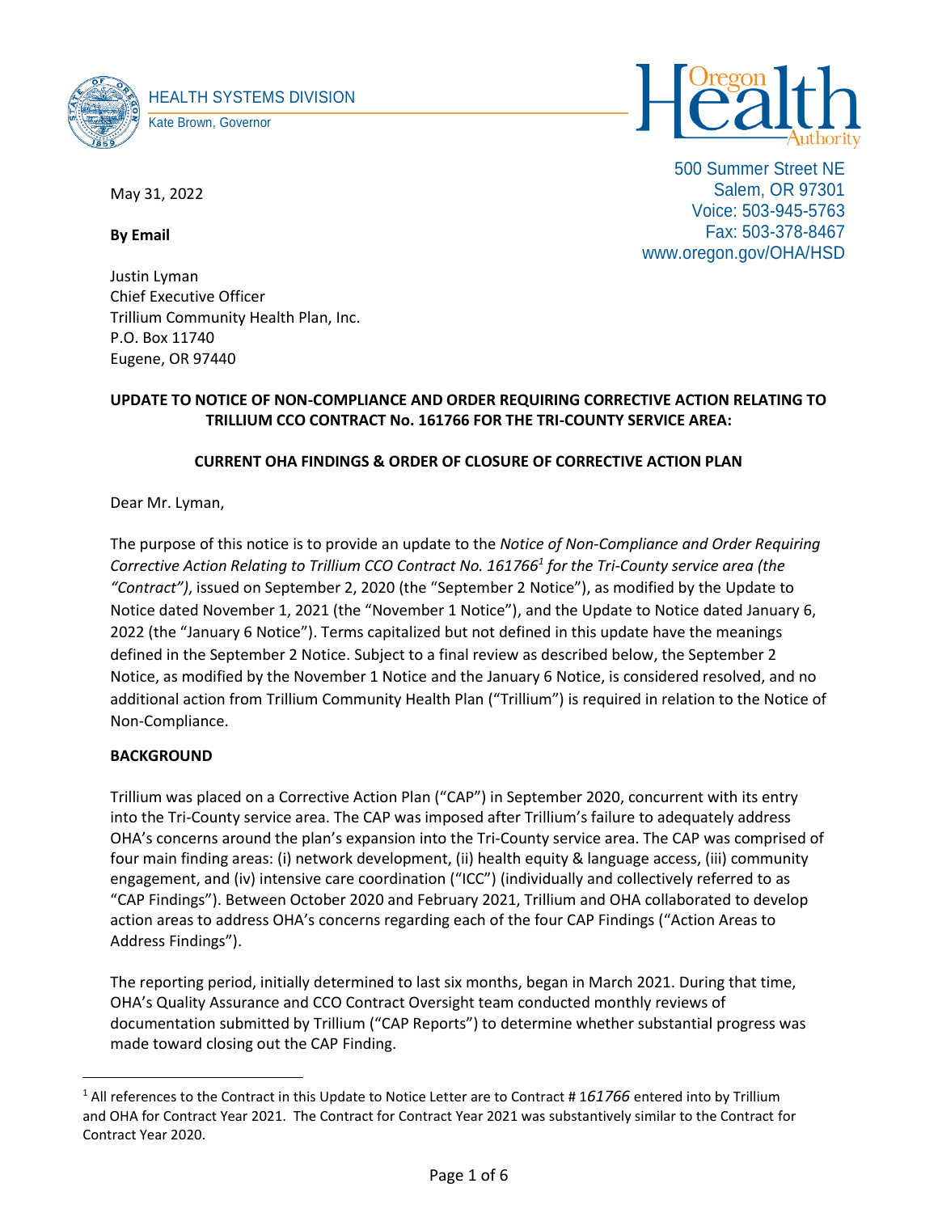HEALTH SYSTEMS DIVISION

Kate Brown, Governor

Oregon Health Authority

500 Summer Street NE
Salem, OR 97301
Voice: 503-945-5763
Fax: 503-378-8467
www.oregon.gov/OHA/HSD

May 31, 2022

**By Email**

Justin Lyman
Chief Executive Officer
Trillium Community Health Plan, Inc.
P.O. Box 11740
Eugene, OR 97440

**UPDATE TO NOTICE OF NON-COMPLIANCE AND ORDER REQUIRING CORRECTIVE ACTION RELATING TO TRILLIUM CCO CONTRACT No. 161766 FOR THE TRI-COUNTY SERVICE AREA:**

**CURRENT OHA FINDINGS & ORDER OF CLOSURE OF CORRECTIVE ACTION PLAN**

Dear Mr. Lyman,

The purpose of this notice is to provide an update to the *Notice of Non-Compliance and Order Requiring Corrective Action Relating to Trillium CCO Contract No. 161766*[1] *for the Tri-County service area (the "Contract")*, issued on September 2, 2020 (the "September 2 Notice"), as modified by the Update to Notice dated November 1, 2021 (the "November 1 Notice"), and the Update to Notice dated January 6, 2022 (the "January 6 Notice"). Terms capitalized but not defined in this update have the meanings defined in the September 2 Notice. Subject to a final review as described below, the September 2 Notice, as modified by the November 1 Notice and the January 6 Notice, is considered resolved, and no additional action from Trillium Community Health Plan ("Trillium") is required in relation to the Notice of Non-Compliance.

**BACKGROUND**

Trillium was placed on a Corrective Action Plan ("CAP") in September 2020, concurrent with its entry into the Tri-County service area. The CAP was imposed after Trillium's failure to adequately address OHA's concerns around the plan's expansion into the Tri-County service area. The CAP was comprised of four main finding areas: (i) network development, (ii) health equity & language access, (iii) community engagement, and (iv) intensive care coordination ("ICC") (individually and collectively referred to as "CAP Findings"). Between October 2020 and February 2021, Trillium and OHA collaborated to develop action areas to address OHA's concerns regarding each of the four CAP Findings ("Action Areas to Address Findings").

The reporting period, initially determined to last six months, began in March 2021. During that time, OHA's Quality Assurance and CCO Contract Oversight team conducted monthly reviews of documentation submitted by Trillium ("CAP Reports") to determine whether substantial progress was made toward closing out the CAP Finding.

[1] All references to the Contract in this Update to Notice Letter are to Contract # 1*61766* entered into by Trillium and OHA for Contract Year 2021. The Contract for Contract Year 2021 was substantively similar to the Contract for Contract Year 2020.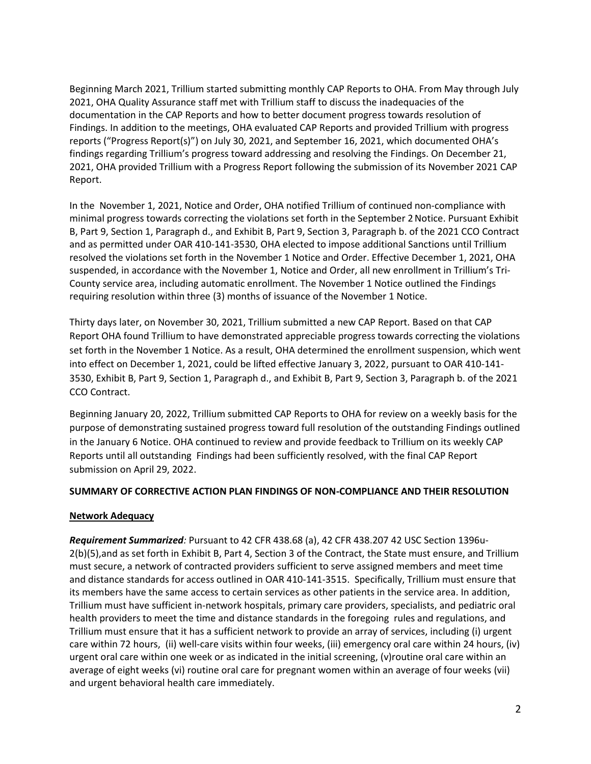Beginning March 2021, Trillium started submitting monthly CAP Reports to OHA. From May through July 2021, OHA Quality Assurance staff met with Trillium staff to discuss the inadequacies of the documentation in the CAP Reports and how to better document progress towards resolution of Findings. In addition to the meetings, OHA evaluated CAP Reports and provided Trillium with progress reports ("Progress Report(s)") on July 30, 2021, and September 16, 2021, which documented OHA's findings regarding Trillium's progress toward addressing and resolving the Findings. On December 21, 2021, OHA provided Trillium with a Progress Report following the submission of its November 2021 CAP Report.

In the November 1, 2021, Notice and Order, OHA notified Trillium of continued non-compliance with minimal progress towards correcting the violations set forth in the September 2 Notice. Pursuant Exhibit B, Part 9, Section 1, Paragraph d., and Exhibit B, Part 9, Section 3, Paragraph b. of the 2021 CCO Contract and as permitted under OAR 410-141-3530, OHA elected to impose additional Sanctions until Trillium resolved the violations set forth in the November 1 Notice and Order. Effective December 1, 2021, OHA suspended, in accordance with the November 1, Notice and Order, all new enrollment in Trillium's Tri-County service area, including automatic enrollment. The November 1 Notice outlined the Findings requiring resolution within three (3) months of issuance of the November 1 Notice.

Thirty days later, on November 30, 2021, Trillium submitted a new CAP Report. Based on that CAP Report OHA found Trillium to have demonstrated appreciable progress towards correcting the violations set forth in the November 1 Notice. As a result, OHA determined the enrollment suspension, which went into effect on December 1, 2021, could be lifted effective January 3, 2022, pursuant to OAR 410-141-3530, Exhibit B, Part 9, Section 1, Paragraph d., and Exhibit B, Part 9, Section 3, Paragraph b. of the 2021 CCO Contract.

Beginning January 20, 2022, Trillium submitted CAP Reports to OHA for review on a weekly basis for the purpose of demonstrating sustained progress toward full resolution of the outstanding Findings outlined in the January 6 Notice. OHA continued to review and provide feedback to Trillium on its weekly CAP Reports until all outstanding Findings had been sufficiently resolved, with the final CAP Report submission on April 29, 2022.

**SUMMARY OF CORRECTIVE ACTION PLAN FINDINGS OF NON-COMPLIANCE AND THEIR RESOLUTION**

**Network Adequacy**

***Requirement Summarized:*** Pursuant to 42 CFR 438.68 (a), 42 CFR 438.207 42 USC Section 1396u-2(b)(5),and as set forth in Exhibit B, Part 4, Section 3 of the Contract, the State must ensure, and Trillium must secure, a network of contracted providers sufficient to serve assigned members and meet time and distance standards for access outlined in OAR 410-141-3515. Specifically, Trillium must ensure that its members have the same access to certain services as other patients in the service area. In addition, Trillium must have sufficient in-network hospitals, primary care providers, specialists, and pediatric oral health providers to meet the time and distance standards in the foregoing rules and regulations, and Trillium must ensure that it has a sufficient network to provide an array of services, including (i) urgent care within 72 hours, (ii) well-care visits within four weeks, (iii) emergency oral care within 24 hours, (iv) urgent oral care within one week or as indicated in the initial screening, (v)routine oral care within an average of eight weeks (vi) routine oral care for pregnant women within an average of four weeks (vii) and urgent behavioral health care immediately.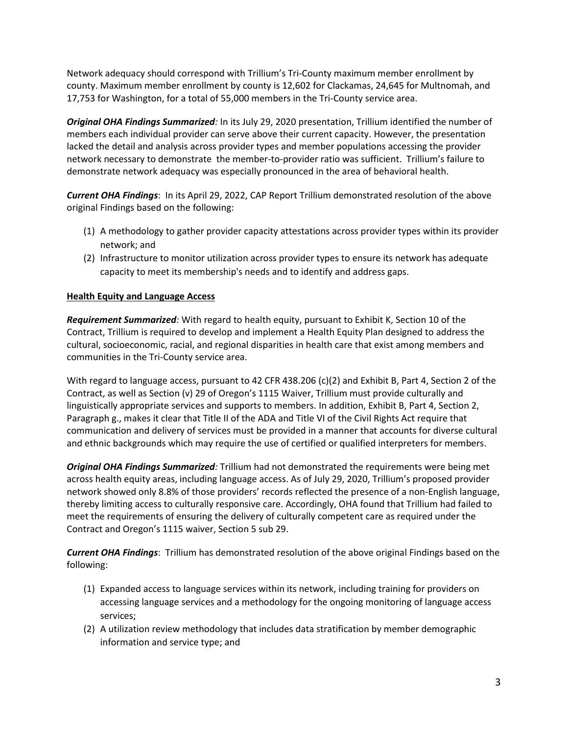Network adequacy should correspond with Trillium's Tri-County maximum member enrollment by county. Maximum member enrollment by county is 12,602 for Clackamas, 24,645 for Multnomah, and 17,753 for Washington, for a total of 55,000 members in the Tri-County service area.

***Original OHA Findings Summarized:*** In its July 29, 2020 presentation, Trillium identified the number of members each individual provider can serve above their current capacity. However, the presentation lacked the detail and analysis across provider types and member populations accessing the provider network necessary to demonstrate the member-to-provider ratio was sufficient. Trillium's failure to demonstrate network adequacy was especially pronounced in the area of behavioral health.

***Current OHA Findings***: In its April 29, 2022, CAP Report Trillium demonstrated resolution of the above original Findings based on the following:

(1) A methodology to gather provider capacity attestations across provider types within its provider network; and
(2) Infrastructure to monitor utilization across provider types to ensure its network has adequate capacity to meet its membership's needs and to identify and address gaps.

**Health Equity and Language Access**

***Requirement Summarized:*** With regard to health equity, pursuant to Exhibit K, Section 10 of the Contract, Trillium is required to develop and implement a Health Equity Plan designed to address the cultural, socioeconomic, racial, and regional disparities in health care that exist among members and communities in the Tri-County service area.

With regard to language access, pursuant to 42 CFR 438.206 (c)(2) and Exhibit B, Part 4, Section 2 of the Contract, as well as Section (v) 29 of Oregon's 1115 Waiver, Trillium must provide culturally and linguistically appropriate services and supports to members. In addition, Exhibit B, Part 4, Section 2, Paragraph g., makes it clear that Title II of the ADA and Title VI of the Civil Rights Act require that communication and delivery of services must be provided in a manner that accounts for diverse cultural and ethnic backgrounds which may require the use of certified or qualified interpreters for members.

***Original OHA Findings Summarized:*** Trillium had not demonstrated the requirements were being met across health equity areas, including language access. As of July 29, 2020, Trillium's proposed provider network showed only 8.8% of those providers' records reflected the presence of a non-English language, thereby limiting access to culturally responsive care. Accordingly, OHA found that Trillium had failed to meet the requirements of ensuring the delivery of culturally competent care as required under the Contract and Oregon's 1115 waiver, Section 5 sub 29.

***Current OHA Findings***: Trillium has demonstrated resolution of the above original Findings based on the following:

(1) Expanded access to language services within its network, including training for providers on accessing language services and a methodology for the ongoing monitoring of language access services;
(2) A utilization review methodology that includes data stratification by member demographic information and service type; and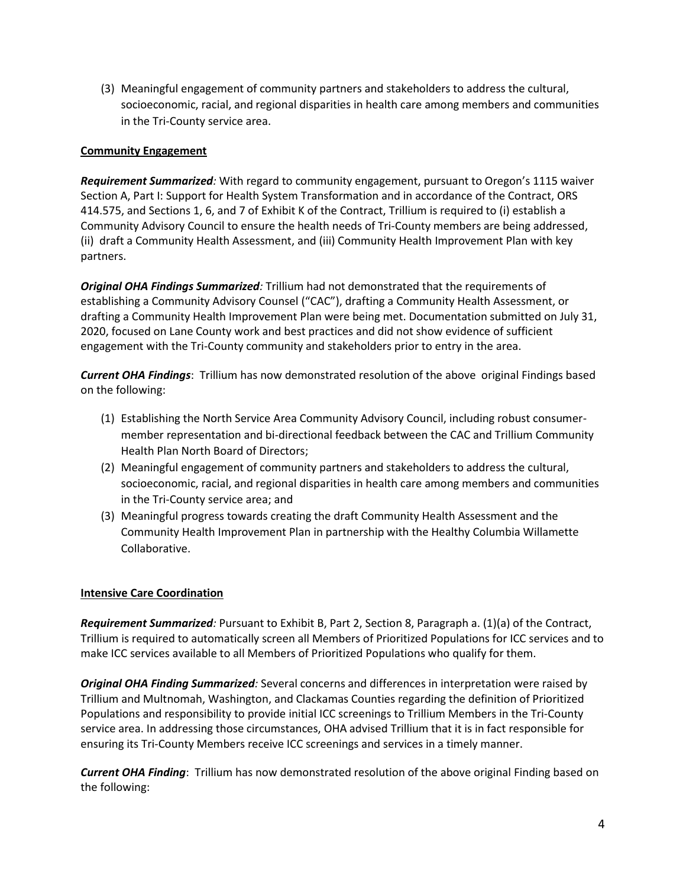(3) Meaningful engagement of community partners and stakeholders to address the cultural, socioeconomic, racial, and regional disparities in health care among members and communities in the Tri-County service area.

**Community Engagement**

***Requirement Summarized:*** With regard to community engagement, pursuant to Oregon's 1115 waiver Section A, Part I: Support for Health System Transformation and in accordance of the Contract, ORS 414.575, and Sections 1, 6, and 7 of Exhibit K of the Contract, Trillium is required to (i) establish a Community Advisory Council to ensure the health needs of Tri-County members are being addressed, (ii) draft a Community Health Assessment, and (iii) Community Health Improvement Plan with key partners.

***Original OHA Findings Summarized:*** Trillium had not demonstrated that the requirements of establishing a Community Advisory Counsel ("CAC"), drafting a Community Health Assessment, or drafting a Community Health Improvement Plan were being met. Documentation submitted on July 31, 2020, focused on Lane County work and best practices and did not show evidence of sufficient engagement with the Tri-County community and stakeholders prior to entry in the area.

***Current OHA Findings***: Trillium has now demonstrated resolution of the above original Findings based on the following:

(1) Establishing the North Service Area Community Advisory Council, including robust consumer-member representation and bi-directional feedback between the CAC and Trillium Community Health Plan North Board of Directors;

(2) Meaningful engagement of community partners and stakeholders to address the cultural, socioeconomic, racial, and regional disparities in health care among members and communities in the Tri-County service area; and

(3) Meaningful progress towards creating the draft Community Health Assessment and the Community Health Improvement Plan in partnership with the Healthy Columbia Willamette Collaborative.

**Intensive Care Coordination**

***Requirement Summarized:*** Pursuant to Exhibit B, Part 2, Section 8, Paragraph a. (1)(a) of the Contract, Trillium is required to automatically screen all Members of Prioritized Populations for ICC services and to make ICC services available to all Members of Prioritized Populations who qualify for them.

***Original OHA Finding Summarized:*** Several concerns and differences in interpretation were raised by Trillium and Multnomah, Washington, and Clackamas Counties regarding the definition of Prioritized Populations and responsibility to provide initial ICC screenings to Trillium Members in the Tri-County service area. In addressing those circumstances, OHA advised Trillium that it is in fact responsible for ensuring its Tri-County Members receive ICC screenings and services in a timely manner.

***Current OHA Finding***: Trillium has now demonstrated resolution of the above original Finding based on the following: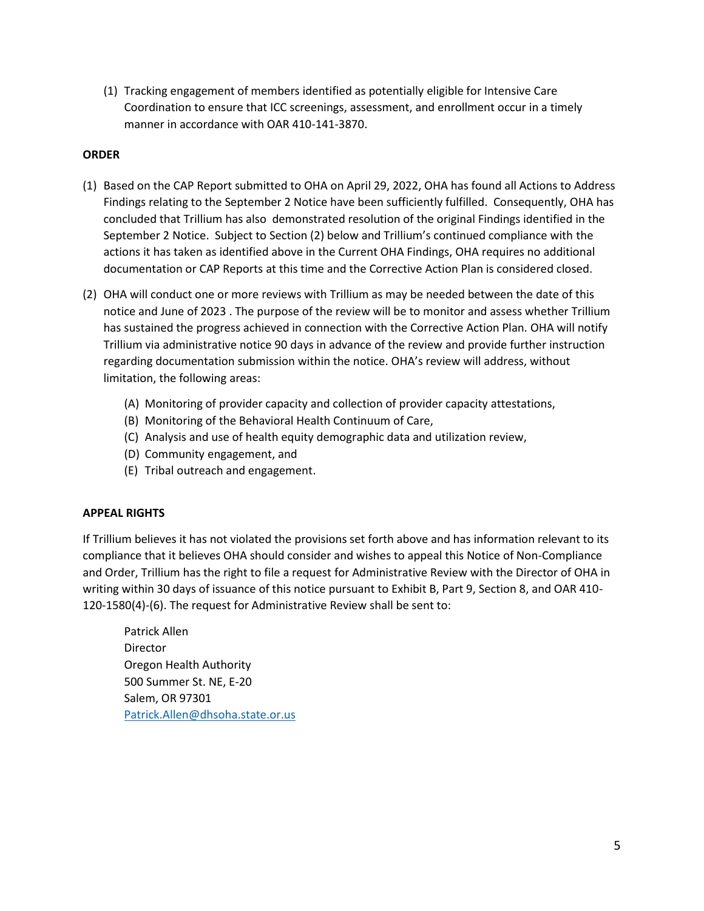(1) Tracking engagement of members identified as potentially eligible for Intensive Care Coordination to ensure that ICC screenings, assessment, and enrollment occur in a timely manner in accordance with OAR 410-141-3870.

**ORDER**

(1) Based on the CAP Report submitted to OHA on April 29, 2022, OHA has found all Actions to Address Findings relating to the September 2 Notice have been sufficiently fulfilled. Consequently, OHA has concluded that Trillium has also demonstrated resolution of the original Findings identified in the September 2 Notice. Subject to Section (2) below and Trillium's continued compliance with the actions it has taken as identified above in the Current OHA Findings, OHA requires no additional documentation or CAP Reports at this time and the Corrective Action Plan is considered closed.

(2) OHA will conduct one or more reviews with Trillium as may be needed between the date of this notice and June of 2023 . The purpose of the review will be to monitor and assess whether Trillium has sustained the progress achieved in connection with the Corrective Action Plan. OHA will notify Trillium via administrative notice 90 days in advance of the review and provide further instruction regarding documentation submission within the notice. OHA's review will address, without limitation, the following areas:

   (A) Monitoring of provider capacity and collection of provider capacity attestations,
   (B) Monitoring of the Behavioral Health Continuum of Care,
   (C) Analysis and use of health equity demographic data and utilization review,
   (D) Community engagement, and
   (E) Tribal outreach and engagement.

**APPEAL RIGHTS**

If Trillium believes it has not violated the provisions set forth above and has information relevant to its compliance that it believes OHA should consider and wishes to appeal this Notice of Non-Compliance and Order, Trillium has the right to file a request for Administrative Review with the Director of OHA in writing within 30 days of issuance of this notice pursuant to Exhibit B, Part 9, Section 8, and OAR 410-120-1580(4)-(6). The request for Administrative Review shall be sent to:

Patrick Allen
Director
Oregon Health Authority
500 Summer St. NE, E-20
Salem, OR 97301
Patrick.Allen@dhsoha.state.or.us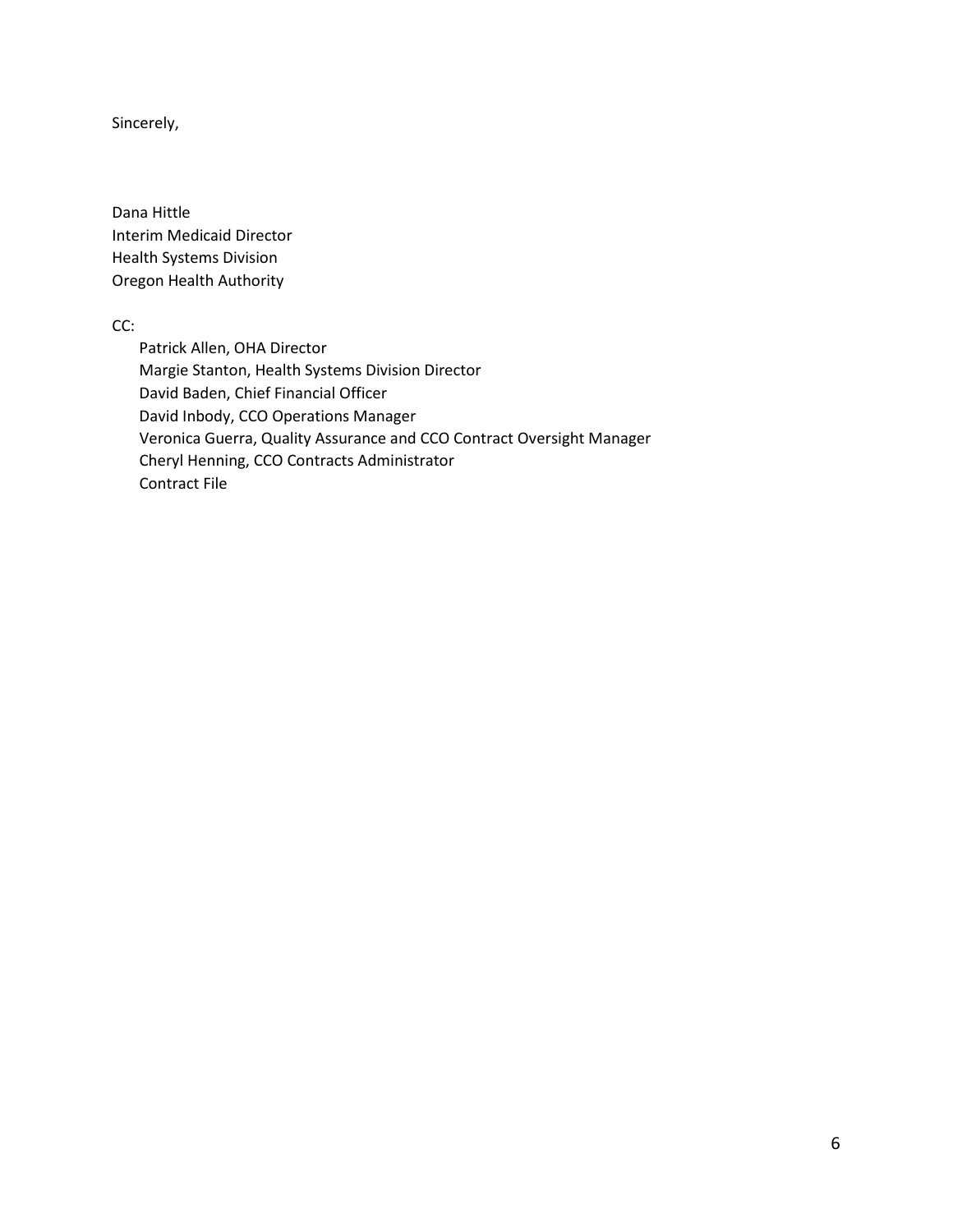Sincerely,

Dana Hittle
Interim Medicaid Director
Health Systems Division
Oregon Health Authority

CC:

Patrick Allen, OHA Director
Margie Stanton, Health Systems Division Director
David Baden, Chief Financial Officer
David Inbody, CCO Operations Manager
Veronica Guerra, Quality Assurance and CCO Contract Oversight Manager
Cheryl Henning, CCO Contracts Administrator
Contract File